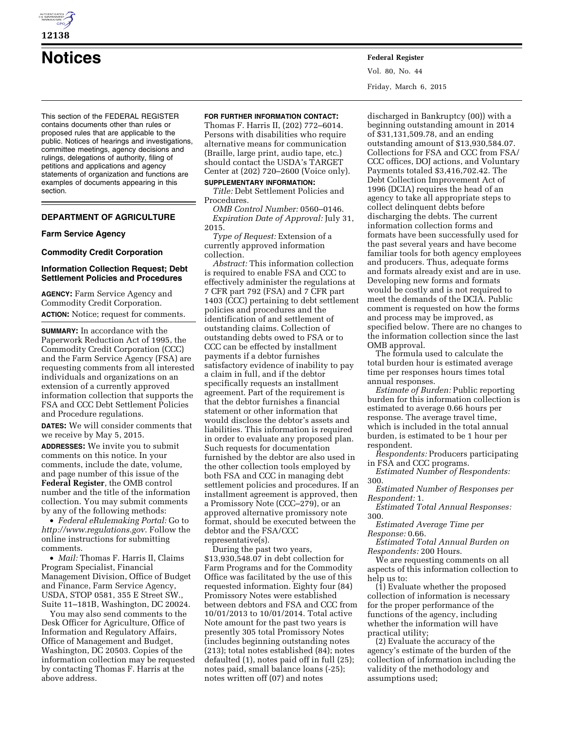# Notices

This section of the FEDERAL REGISTER contains documents other than rules or proposed rules that are applicable to the public. Notices of hearings and investigations, committee meetings, agency decisions and rulings, delegations of authority, filing of petitions and applications and agency statements of organization and functions are examples of documents appearing in this section.

## DEPARTMENT OF AGRICULTURE

### Farm Service Agency

### Commodity Credit Corporation

### Information Collection Request; Debt Settlement Policies and Procedures

**AGENCY:** Farm Service Agency and Commodity Credit Corporation.

**ACTION:** Notice; request for comments.

**SUMMARY:** In accordance with the Paperwork Reduction Act of 1995, the Commodity Credit Corporation (CCC) and the Farm Service Agency (FSA) are requesting comments from all interested individuals and organizations on an extension of a currently approved information collection that supports the FSA and CCC Debt Settlement Policies and Procedure regulations.

**DATES:** We will consider comments that we receive by May 5, 2015.

**ADDRESSES:** We invite you to submit comments on this notice. In your comments, include the date, volume, and page number of this issue of the **Federal Register**, the OMB control number and the title of the information collection. You may submit comments by any of the following methods:

- *Federal eRulemaking Portal:* Go to *http://www.regulations.gov*. Follow the online instructions for submitting comments.
- *Mail:* Thomas F. Harris II, Claims Program Specialist, Financial Management Division, Office of Budget and Finance, Farm Service Agency, USDA, STOP 0581, 355 E Street SW., Suite 11–181B, Washington, DC 20024.

You may also send comments to the Desk Officer for Agriculture, Office of Information and Regulatory Affairs, Office of Management and Budget, Washington, DC 20503. Copies of the information collection may be requested by contacting Thomas F. Harris at the above address.

**FOR FURTHER INFORMATION CONTACT:** Thomas F. Harris II, (202) 772–6014. Persons with disabilities who require alternative means for communication (Braille, large print, audio tape, etc.) should contact the USDA's TARGET Center at (202) 720–2600 (Voice only).

**SUPPLEMENTARY INFORMATION:**

*Title:* Debt Settlement Policies and Procedures.

*OMB Control Number:* 0560–0146.

*Expiration Date of Approval:* July 31, 2015.

*Type of Request:* Extension of a currently approved information collection.

*Abstract:* This information collection is required to enable FSA and CCC to effectively administer the regulations at 7 CFR part 792 (FSA) and 7 CFR part 1403 (CCC) pertaining to debt settlement policies and procedures and the identification of and settlement of outstanding claims. Collection of outstanding debts owed to FSA or to CCC can be effected by installment payments if a debtor furnishes satisfactory evidence of inability to pay a claim in full, and if the debtor specifically requests an installment agreement. Part of the requirement is that the debtor furnishes a financial statement or other information that would disclose the debtor's assets and liabilities. This information is required in order to evaluate any proposed plan. Such requests for documentation furnished by the debtor are also used in the other collection tools employed by both FSA and CCC in managing debt settlement policies and procedures. If an installment agreement is approved, then a Promissory Note (CCC–279), or an approved alternative promissory note format, should be executed between the debtor and the FSA/CCC representative(s).

During the past two years, $13,930,548.07 in debt collection for Farm Programs and for the Commodity Office was facilitated by the use of this requested information. Eighty four (84) Promissory Notes were established between debtors and FSA and CCC from 10/01/2013 to 10/01/2014. Total active Note amount for the past two years is presently 305 total Promissory Notes (includes beginning outstanding notes (213); total notes established (84); notes defaulted (1), notes paid off in full (25); notes paid, small balance loans (-25); notes written off (07) and notes discharged in Bankruptcy (00)) with a beginning outstanding amount in 2014 of $31,131,509.78, and an ending outstanding amount of $13,930,584.07. Collections for FSA and CCC from FSA/CCC offices, DOJ actions, and Voluntary Payments totaled $3,416,702.42. The Debt Collection Improvement Act of 1996 (DCIA) requires the head of an agency to take all appropriate steps to collect delinquent debts before discharging the debts. The current information collection forms and formats have been successfully used for the past several years and have become familiar tools for both agency employees and producers. Thus, adequate forms and formats already exist and are in use. Developing new forms and formats would be costly and is not required to meet the demands of the DCIA. Public comment is requested on how the forms and process may be improved, as specified below. There are no changes to the information collection since the last OMB approval.

The formula used to calculate the total burden hour is estimated average time per responses hours times total annual responses.

*Estimate of Burden:* Public reporting burden for this information collection is estimated to average 0.66 hours per response. The average travel time, which is included in the total annual burden, is estimated to be 1 hour per respondent.

*Respondents:* Producers participating in FSA and CCC programs.

*Estimated Number of Respondents:* 300.

*Estimated Number of Responses per Respondent:* 1.

*Estimated Total Annual Responses:* 300.

*Estimated Average Time per Response:* 0.66.

*Estimated Total Annual Burden on Respondents:* 200 Hours.

We are requesting comments on all aspects of this information collection to help us to:

(1) Evaluate whether the proposed collection of information is necessary for the proper performance of the functions of the agency, including whether the information will have practical utility;

(2) Evaluate the accuracy of the agency's estimate of the burden of the collection of information including the validity of the methodology and assumptions used;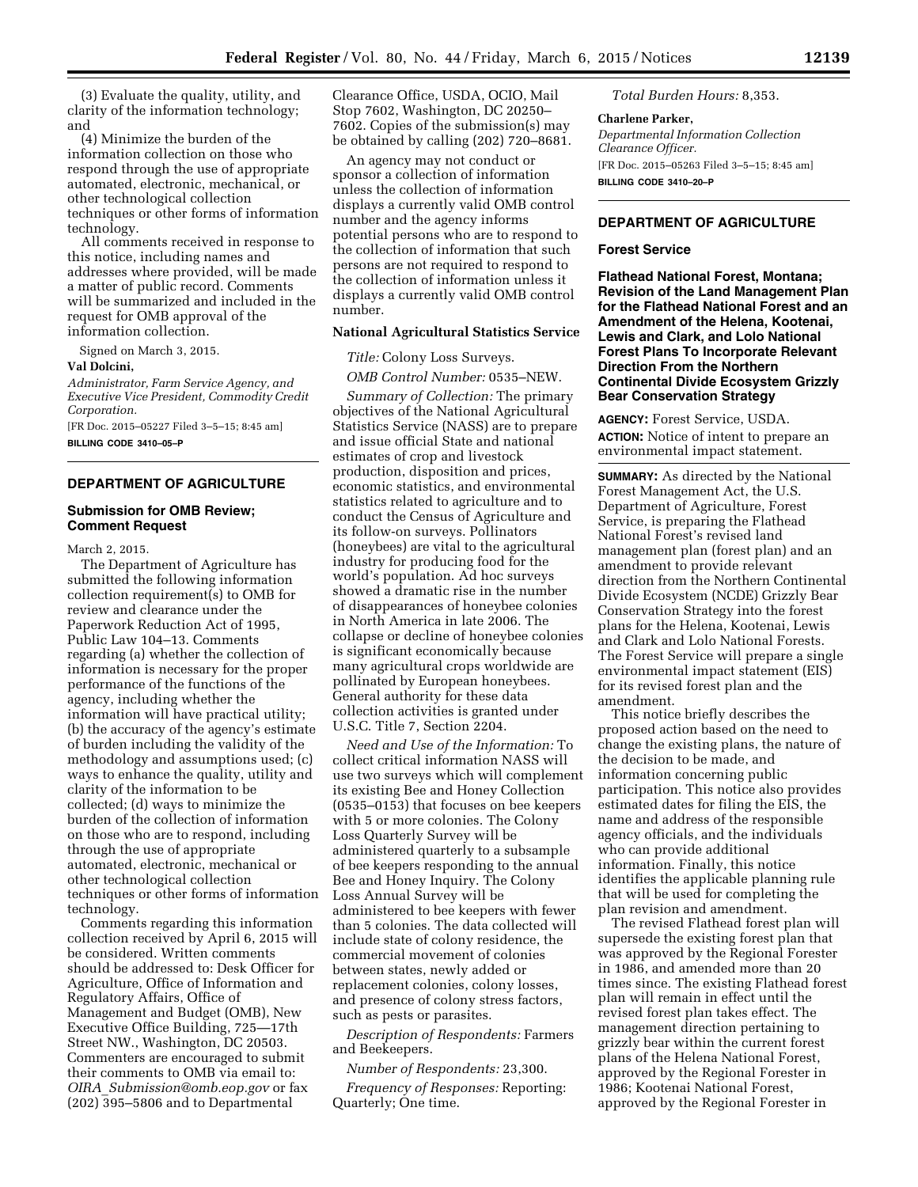(3) Evaluate the quality, utility, and clarity of the information technology; and

(4) Minimize the burden of the information collection on those who respond through the use of appropriate automated, electronic, mechanical, or other technological collection techniques or other forms of information technology.

All comments received in response to this notice, including names and addresses where provided, will be made a matter of public record. Comments will be summarized and included in the request for OMB approval of the information collection.

Signed on March 3, 2015.

**Val Dolcini,**

*Administrator, Farm Service Agency, and Executive Vice President, Commodity Credit Corporation.*

[FR Doc. 2015–05227 Filed 3–5–15; 8:45 am]

**BILLING CODE 3410–05–P**

## DEPARTMENT OF AGRICULTURE

### Submission for OMB Review; Comment Request

March 2, 2015.

The Department of Agriculture has submitted the following information collection requirement(s) to OMB for review and clearance under the Paperwork Reduction Act of 1995, Public Law 104–13. Comments regarding (a) whether the collection of information is necessary for the proper performance of the functions of the agency, including whether the information will have practical utility; (b) the accuracy of the agency's estimate of burden including the validity of the methodology and assumptions used; (c) ways to enhance the quality, utility and clarity of the information to be collected; (d) ways to minimize the burden of the collection of information on those who are to respond, including through the use of appropriate automated, electronic, mechanical or other technological collection techniques or other forms of information technology.

Comments regarding this information collection received by April 6, 2015 will be considered. Written comments should be addressed to: Desk Officer for Agriculture, Office of Information and Regulatory Affairs, Office of Management and Budget (OMB), New Executive Office Building, 725—17th Street NW., Washington, DC 20503. Commenters are encouraged to submit their comments to OMB via email to: *OIRA_Submission@omb.eop.gov* or fax (202) 395–5806 and to Departmental Clearance Office, USDA, OCIO, Mail Stop 7602, Washington, DC 20250–7602. Copies of the submission(s) may be obtained by calling (202) 720–8681.

An agency may not conduct or sponsor a collection of information unless the collection of information displays a currently valid OMB control number and the agency informs potential persons who are to respond to the collection of information that such persons are not required to respond to the collection of information unless it displays a currently valid OMB control number.

**National Agricultural Statistics Service**

*Title:* Colony Loss Surveys.

*OMB Control Number:* 0535–NEW.

*Summary of Collection:* The primary objectives of the National Agricultural Statistics Service (NASS) are to prepare and issue official State and national estimates of crop and livestock production, disposition and prices, economic statistics, and environmental statistics related to agriculture and to conduct the Census of Agriculture and its follow-on surveys. Pollinators (honeybees) are vital to the agricultural industry for producing food for the world's population. Ad hoc surveys showed a dramatic rise in the number of disappearances of honeybee colonies in North America in late 2006. The collapse or decline of honeybee colonies is significant economically because many agricultural crops worldwide are pollinated by European honeybees. General authority for these data collection activities is granted under U.S.C. Title 7, Section 2204.

*Need and Use of the Information:* To collect critical information NASS will use two surveys which will complement its existing Bee and Honey Collection (0535–0153) that focuses on bee keepers with 5 or more colonies. The Colony Loss Quarterly Survey will be administered quarterly to a subsample of bee keepers responding to the annual Bee and Honey Inquiry. The Colony Loss Annual Survey will be administered to bee keepers with fewer than 5 colonies. The data collected will include state of colony residence, the commercial movement of colonies between states, newly added or replacement colonies, colony losses, and presence of colony stress factors, such as pests or parasites.

*Description of Respondents:* Farmers and Beekeepers.

*Number of Respondents:* 23,300.

*Frequency of Responses:* Reporting: Quarterly; One time.

*Total Burden Hours:* 8,353.

**Charlene Parker,**

*Departmental Information Collection Clearance Officer.*

[FR Doc. 2015–05263 Filed 3–5–15; 8:45 am]

**BILLING CODE 3410–20–P**

## DEPARTMENT OF AGRICULTURE

### Forest Service

### Flathead National Forest, Montana; Revision of the Land Management Plan for the Flathead National Forest and an Amendment of the Helena, Kootenai, Lewis and Clark, and Lolo National Forest Plans To Incorporate Relevant Direction From the Northern Continental Divide Ecosystem Grizzly Bear Conservation Strategy

**AGENCY:** Forest Service, USDA.

**ACTION:** Notice of intent to prepare an environmental impact statement.

**SUMMARY:** As directed by the National Forest Management Act, the U.S. Department of Agriculture, Forest Service, is preparing the Flathead National Forest's revised land management plan (forest plan) and an amendment to provide relevant direction from the Northern Continental Divide Ecosystem (NCDE) Grizzly Bear Conservation Strategy into the forest plans for the Helena, Kootenai, Lewis and Clark and Lolo National Forests. The Forest Service will prepare a single environmental impact statement (EIS) for its revised forest plan and the amendment.

This notice briefly describes the proposed action based on the need to change the existing plans, the nature of the decision to be made, and information concerning public participation. This notice also provides estimated dates for filing the EIS, the name and address of the responsible agency officials, and the individuals who can provide additional information. Finally, this notice identifies the applicable planning rule that will be used for completing the plan revision and amendment.

The revised Flathead forest plan will supersede the existing forest plan that was approved by the Regional Forester in 1986, and amended more than 20 times since. The existing Flathead forest plan will remain in effect until the revised forest plan takes effect. The management direction pertaining to grizzly bear within the current forest plans of the Helena National Forest, approved by the Regional Forester in 1986; Kootenai National Forest, approved by the Regional Forester in